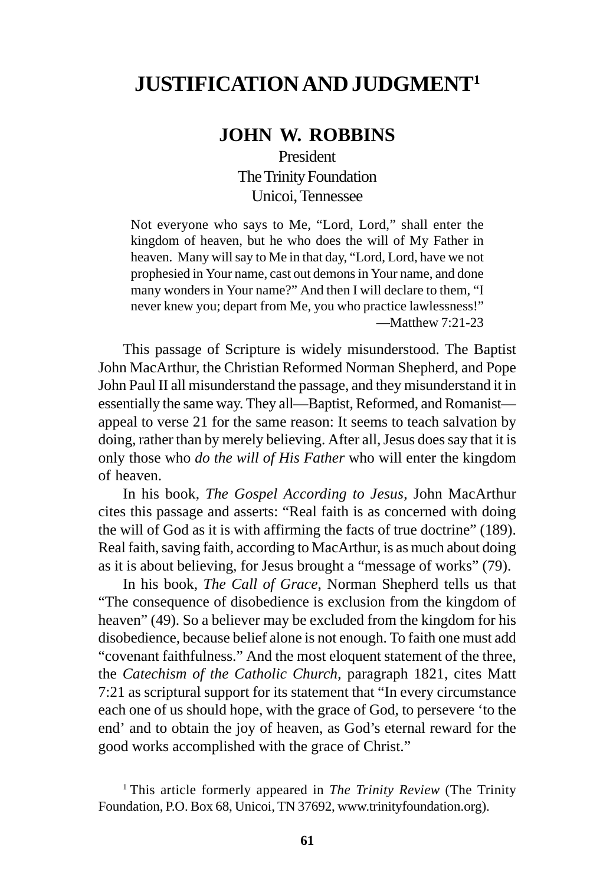# JUSTIFICATION AND JUDGMENT[1]

## JOHN W. ROBBINS

President
The Trinity Foundation
Unicoi, Tennessee

> Not everyone who says to Me, "Lord, Lord," shall enter the kingdom of heaven, but he who does the will of My Father in heaven. Many will say to Me in that day, "Lord, Lord, have we not prophesied in Your name, cast out demons in Your name, and done many wonders in Your name?" And then I will declare to them, "I never knew you; depart from Me, you who practice lawlessness!"
>
> —Matthew 7:21-23

This passage of Scripture is widely misunderstood. The Baptist John MacArthur, the Christian Reformed Norman Shepherd, and Pope John Paul II all misunderstand the passage, and they misunderstand it in essentially the same way. They all—Baptist, Reformed, and Romanist—appeal to verse 21 for the same reason: It seems to teach salvation by doing, rather than by merely believing. After all, Jesus does say that it is only those who *do the will of His Father* who will enter the kingdom of heaven.

In his book, *The Gospel According to Jesus*, John MacArthur cites this passage and asserts: "Real faith is as concerned with doing the will of God as it is with affirming the facts of true doctrine" (189). Real faith, saving faith, according to MacArthur, is as much about doing as it is about believing, for Jesus brought a "message of works" (79).

In his book, *The Call of Grace*, Norman Shepherd tells us that "The consequence of disobedience is exclusion from the kingdom of heaven" (49). So a believer may be excluded from the kingdom for his disobedience, because belief alone is not enough. To faith one must add "covenant faithfulness." And the most eloquent statement of the three, the *Catechism of the Catholic Church*, paragraph 1821, cites Matt 7:21 as scriptural support for its statement that "In every circumstance each one of us should hope, with the grace of God, to persevere 'to the end' and to obtain the joy of heaven, as God's eternal reward for the good works accomplished with the grace of Christ."

[1] This article formerly appeared in *The Trinity Review* (The Trinity Foundation, P.O. Box 68, Unicoi, TN 37692, www.trinityfoundation.org).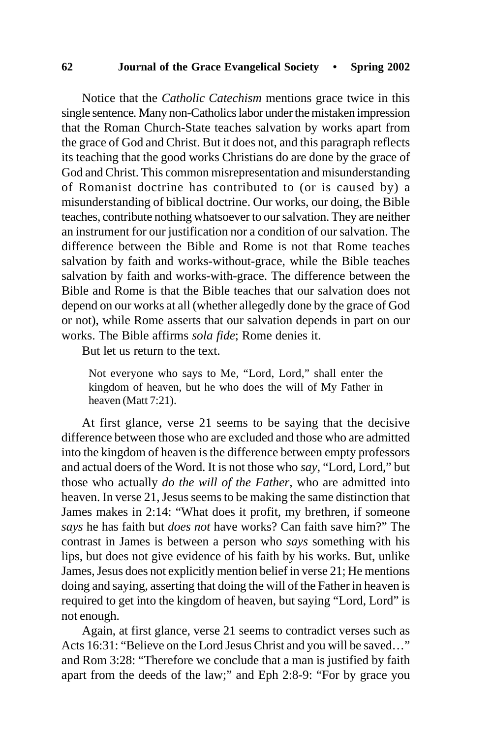Notice that the *Catholic Catechism* mentions grace twice in this single sentence. Many non-Catholics labor under the mistaken impression that the Roman Church-State teaches salvation by works apart from the grace of God and Christ. But it does not, and this paragraph reflects its teaching that the good works Christians do are done by the grace of God and Christ. This common misrepresentation and misunderstanding of Romanist doctrine has contributed to (or is caused by) a misunderstanding of biblical doctrine. Our works, our doing, the Bible teaches, contribute nothing whatsoever to our salvation. They are neither an instrument for our justification nor a condition of our salvation. The difference between the Bible and Rome is not that Rome teaches salvation by faith and works-without-grace, while the Bible teaches salvation by faith and works-with-grace. The difference between the Bible and Rome is that the Bible teaches that our salvation does not depend on our works at all (whether allegedly done by the grace of God or not), while Rome asserts that our salvation depends in part on our works. The Bible affirms *sola fide*; Rome denies it.

But let us return to the text.

> Not everyone who says to Me, "Lord, Lord," shall enter the kingdom of heaven, but he who does the will of My Father in heaven (Matt 7:21).

At first glance, verse 21 seems to be saying that the decisive difference between those who are excluded and those who are admitted into the kingdom of heaven is the difference between empty professors and actual doers of the Word. It is not those who *say*, "Lord, Lord," but those who actually *do the will of the Father*, who are admitted into heaven. In verse 21, Jesus seems to be making the same distinction that James makes in 2:14: "What does it profit, my brethren, if someone *says* he has faith but *does not* have works? Can faith save him?" The contrast in James is between a person who *says* something with his lips, but does not give evidence of his faith by his works. But, unlike James, Jesus does not explicitly mention belief in verse 21; He mentions doing and saying, asserting that doing the will of the Father in heaven is required to get into the kingdom of heaven, but saying "Lord, Lord" is not enough.

Again, at first glance, verse 21 seems to contradict verses such as Acts 16:31: "Believe on the Lord Jesus Christ and you will be saved…" and Rom 3:28: "Therefore we conclude that a man is justified by faith apart from the deeds of the law;" and Eph 2:8-9: "For by grace you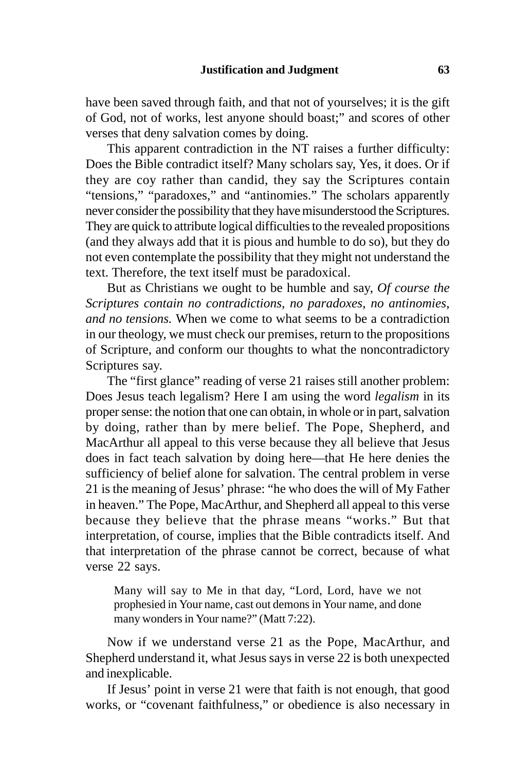have been saved through faith, and that not of yourselves; it is the gift of God, not of works, lest anyone should boast;" and scores of other verses that deny salvation comes by doing.

This apparent contradiction in the NT raises a further difficulty: Does the Bible contradict itself? Many scholars say, Yes, it does. Or if they are coy rather than candid, they say the Scriptures contain "tensions," "paradoxes," and "antinomies." The scholars apparently never consider the possibility that they have misunderstood the Scriptures. They are quick to attribute logical difficulties to the revealed propositions (and they always add that it is pious and humble to do so), but they do not even contemplate the possibility that they might not understand the text. Therefore, the text itself must be paradoxical.

But as Christians we ought to be humble and say, *Of course the Scriptures contain no contradictions, no paradoxes, no antinomies, and no tensions.* When we come to what seems to be a contradiction in our theology, we must check our premises, return to the propositions of Scripture, and conform our thoughts to what the noncontradictory Scriptures say.

The "first glance" reading of verse 21 raises still another problem: Does Jesus teach legalism? Here I am using the word *legalism* in its proper sense: the notion that one can obtain, in whole or in part, salvation by doing, rather than by mere belief. The Pope, Shepherd, and MacArthur all appeal to this verse because they all believe that Jesus does in fact teach salvation by doing here—that He here denies the sufficiency of belief alone for salvation. The central problem in verse 21 is the meaning of Jesus' phrase: "he who does the will of My Father in heaven." The Pope, MacArthur, and Shepherd all appeal to this verse because they believe that the phrase means "works." But that interpretation, of course, implies that the Bible contradicts itself. And that interpretation of the phrase cannot be correct, because of what verse 22 says.

> Many will say to Me in that day, "Lord, Lord, have we not prophesied in Your name, cast out demons in Your name, and done many wonders in Your name?" (Matt 7:22).

Now if we understand verse 21 as the Pope, MacArthur, and Shepherd understand it, what Jesus says in verse 22 is both unexpected and inexplicable.

If Jesus' point in verse 21 were that faith is not enough, that good works, or "covenant faithfulness," or obedience is also necessary in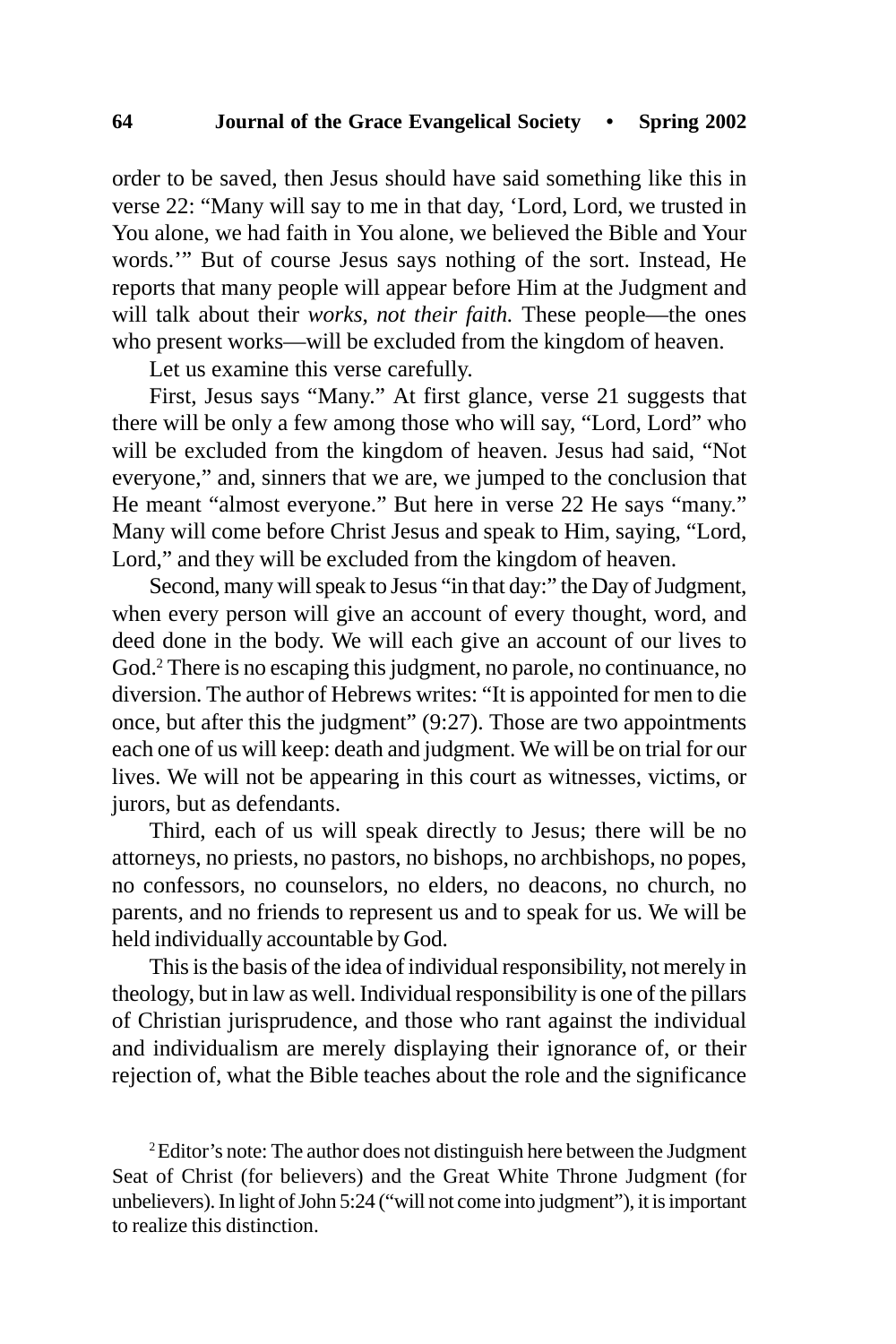order to be saved, then Jesus should have said something like this in verse 22: "Many will say to me in that day, 'Lord, Lord, we trusted in You alone, we had faith in You alone, we believed the Bible and Your words.'" But of course Jesus says nothing of the sort. Instead, He reports that many people will appear before Him at the Judgment and will talk about their *works, not their faith.* These people—the ones who present works—will be excluded from the kingdom of heaven.

Let us examine this verse carefully.

First, Jesus says "Many." At first glance, verse 21 suggests that there will be only a few among those who will say, "Lord, Lord" who will be excluded from the kingdom of heaven. Jesus had said, "Not everyone," and, sinners that we are, we jumped to the conclusion that He meant "almost everyone." But here in verse 22 He says "many." Many will come before Christ Jesus and speak to Him, saying, "Lord, Lord," and they will be excluded from the kingdom of heaven.

Second, many will speak to Jesus "in that day:" the Day of Judgment, when every person will give an account of every thought, word, and deed done in the body. We will each give an account of our lives to God.[2] There is no escaping this judgment, no parole, no continuance, no diversion. The author of Hebrews writes: "It is appointed for men to die once, but after this the judgment" (9:27). Those are two appointments each one of us will keep: death and judgment. We will be on trial for our lives. We will not be appearing in this court as witnesses, victims, or jurors, but as defendants.

Third, each of us will speak directly to Jesus; there will be no attorneys, no priests, no pastors, no bishops, no archbishops, no popes, no confessors, no counselors, no elders, no deacons, no church, no parents, and no friends to represent us and to speak for us. We will be held individually accountable by God.

This is the basis of the idea of individual responsibility, not merely in theology, but in law as well. Individual responsibility is one of the pillars of Christian jurisprudence, and those who rant against the individual and individualism are merely displaying their ignorance of, or their rejection of, what the Bible teaches about the role and the significance

[2] Editor's note: The author does not distinguish here between the Judgment Seat of Christ (for believers) and the Great White Throne Judgment (for unbelievers). In light of John 5:24 ("will not come into judgment"), it is important to realize this distinction.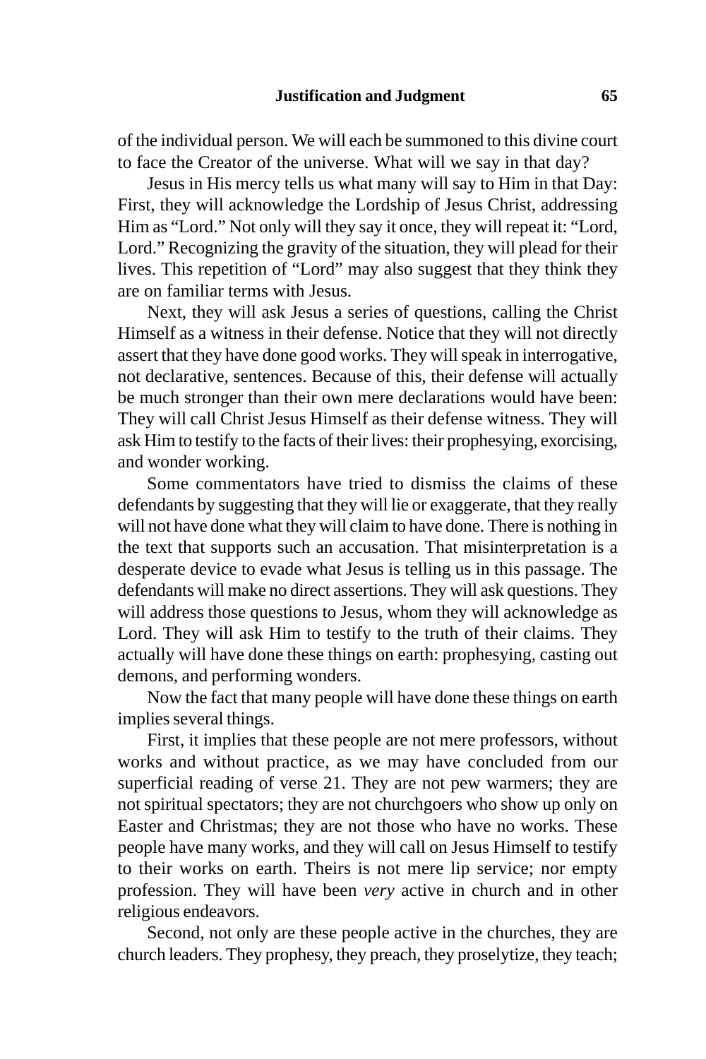of the individual person. We will each be summoned to this divine court to face the Creator of the universe. What will we say in that day?

Jesus in His mercy tells us what many will say to Him in that Day: First, they will acknowledge the Lordship of Jesus Christ, addressing Him as "Lord." Not only will they say it once, they will repeat it: "Lord, Lord." Recognizing the gravity of the situation, they will plead for their lives. This repetition of "Lord" may also suggest that they think they are on familiar terms with Jesus.

Next, they will ask Jesus a series of questions, calling the Christ Himself as a witness in their defense. Notice that they will not directly assert that they have done good works. They will speak in interrogative, not declarative, sentences. Because of this, their defense will actually be much stronger than their own mere declarations would have been: They will call Christ Jesus Himself as their defense witness. They will ask Him to testify to the facts of their lives: their prophesying, exorcising, and wonder working.

Some commentators have tried to dismiss the claims of these defendants by suggesting that they will lie or exaggerate, that they really will not have done what they will claim to have done. There is nothing in the text that supports such an accusation. That misinterpretation is a desperate device to evade what Jesus is telling us in this passage. The defendants will make no direct assertions. They will ask questions. They will address those questions to Jesus, whom they will acknowledge as Lord. They will ask Him to testify to the truth of their claims. They actually will have done these things on earth: prophesying, casting out demons, and performing wonders.

Now the fact that many people will have done these things on earth implies several things.

First, it implies that these people are not mere professors, without works and without practice, as we may have concluded from our superficial reading of verse 21. They are not pew warmers; they are not spiritual spectators; they are not churchgoers who show up only on Easter and Christmas; they are not those who have no works. These people have many works, and they will call on Jesus Himself to testify to their works on earth. Theirs is not mere lip service; nor empty profession. They will have been *very* active in church and in other religious endeavors.

Second, not only are these people active in the churches, they are church leaders. They prophesy, they preach, they proselytize, they teach;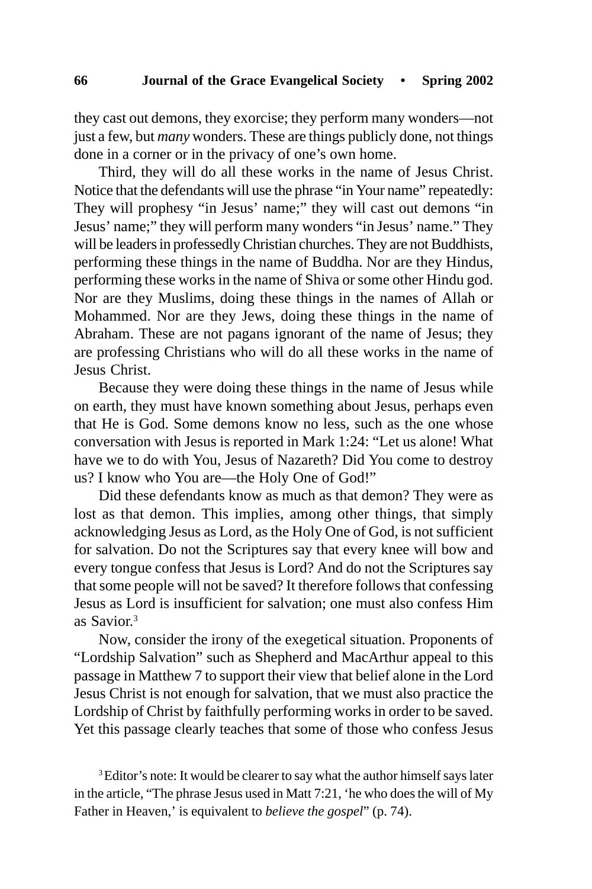they cast out demons, they exorcise; they perform many wonders—not just a few, but *many* wonders. These are things publicly done, not things done in a corner or in the privacy of one's own home.

Third, they will do all these works in the name of Jesus Christ. Notice that the defendants will use the phrase "in Your name" repeatedly: They will prophesy "in Jesus' name;" they will cast out demons "in Jesus' name;" they will perform many wonders "in Jesus' name." They will be leaders in professedly Christian churches. They are not Buddhists, performing these things in the name of Buddha. Nor are they Hindus, performing these works in the name of Shiva or some other Hindu god. Nor are they Muslims, doing these things in the names of Allah or Mohammed. Nor are they Jews, doing these things in the name of Abraham. These are not pagans ignorant of the name of Jesus; they are professing Christians who will do all these works in the name of Jesus Christ.

Because they were doing these things in the name of Jesus while on earth, they must have known something about Jesus, perhaps even that He is God. Some demons know no less, such as the one whose conversation with Jesus is reported in Mark 1:24: "Let us alone! What have we to do with You, Jesus of Nazareth? Did You come to destroy us? I know who You are—the Holy One of God!"

Did these defendants know as much as that demon? They were as lost as that demon. This implies, among other things, that simply acknowledging Jesus as Lord, as the Holy One of God, is not sufficient for salvation. Do not the Scriptures say that every knee will bow and every tongue confess that Jesus is Lord? And do not the Scriptures say that some people will not be saved? It therefore follows that confessing Jesus as Lord is insufficient for salvation; one must also confess Him as Savior.[3]

Now, consider the irony of the exegetical situation. Proponents of "Lordship Salvation" such as Shepherd and MacArthur appeal to this passage in Matthew 7 to support their view that belief alone in the Lord Jesus Christ is not enough for salvation, that we must also practice the Lordship of Christ by faithfully performing works in order to be saved. Yet this passage clearly teaches that some of those who confess Jesus

[3] Editor's note: It would be clearer to say what the author himself says later in the article, "The phrase Jesus used in Matt 7:21, 'he who does the will of My Father in Heaven,' is equivalent to *believe the gospel*" (p. 74).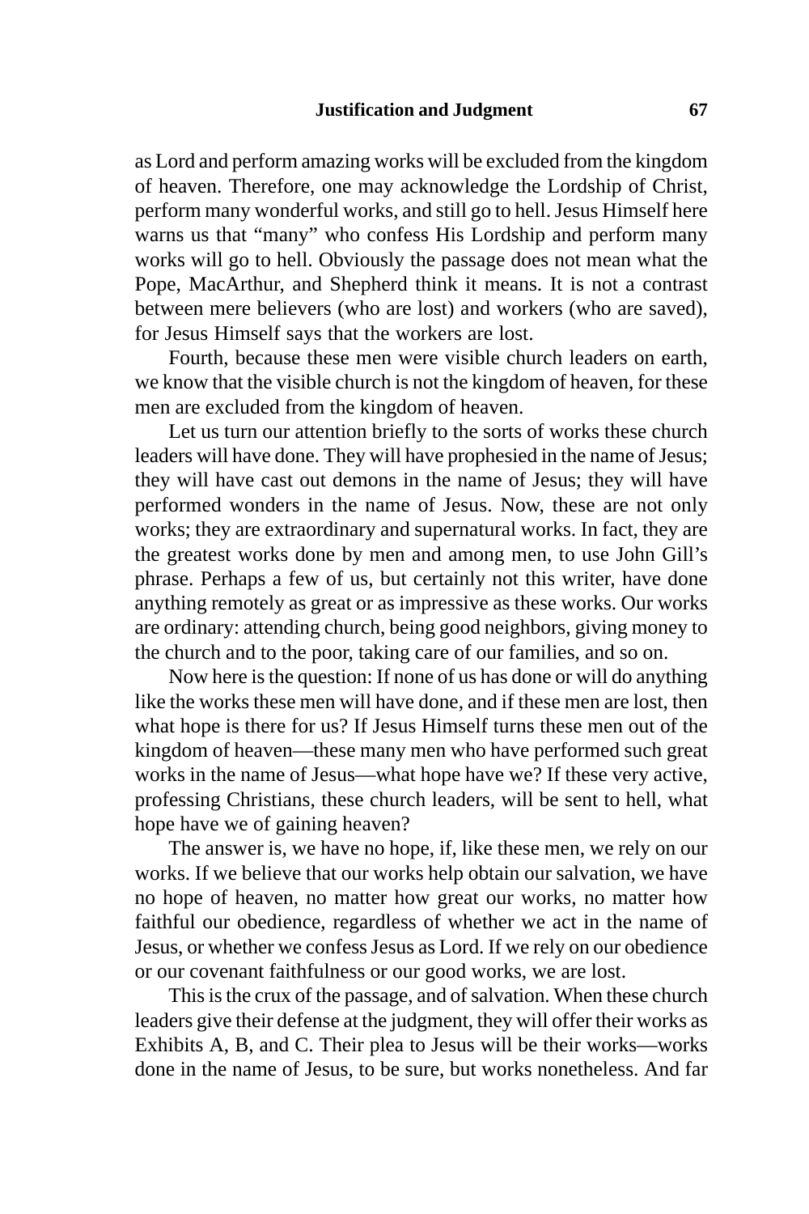as Lord and perform amazing works will be excluded from the kingdom of heaven. Therefore, one may acknowledge the Lordship of Christ, perform many wonderful works, and still go to hell. Jesus Himself here warns us that "many" who confess His Lordship and perform many works will go to hell. Obviously the passage does not mean what the Pope, MacArthur, and Shepherd think it means. It is not a contrast between mere believers (who are lost) and workers (who are saved), for Jesus Himself says that the workers are lost.

Fourth, because these men were visible church leaders on earth, we know that the visible church is not the kingdom of heaven, for these men are excluded from the kingdom of heaven.

Let us turn our attention briefly to the sorts of works these church leaders will have done. They will have prophesied in the name of Jesus; they will have cast out demons in the name of Jesus; they will have performed wonders in the name of Jesus. Now, these are not only works; they are extraordinary and supernatural works. In fact, they are the greatest works done by men and among men, to use John Gill's phrase. Perhaps a few of us, but certainly not this writer, have done anything remotely as great or as impressive as these works. Our works are ordinary: attending church, being good neighbors, giving money to the church and to the poor, taking care of our families, and so on.

Now here is the question: If none of us has done or will do anything like the works these men will have done, and if these men are lost, then what hope is there for us? If Jesus Himself turns these men out of the kingdom of heaven—these many men who have performed such great works in the name of Jesus—what hope have we? If these very active, professing Christians, these church leaders, will be sent to hell, what hope have we of gaining heaven?

The answer is, we have no hope, if, like these men, we rely on our works. If we believe that our works help obtain our salvation, we have no hope of heaven, no matter how great our works, no matter how faithful our obedience, regardless of whether we act in the name of Jesus, or whether we confess Jesus as Lord. If we rely on our obedience or our covenant faithfulness or our good works, we are lost.

This is the crux of the passage, and of salvation. When these church leaders give their defense at the judgment, they will offer their works as Exhibits A, B, and C. Their plea to Jesus will be their works—works done in the name of Jesus, to be sure, but works nonetheless. And far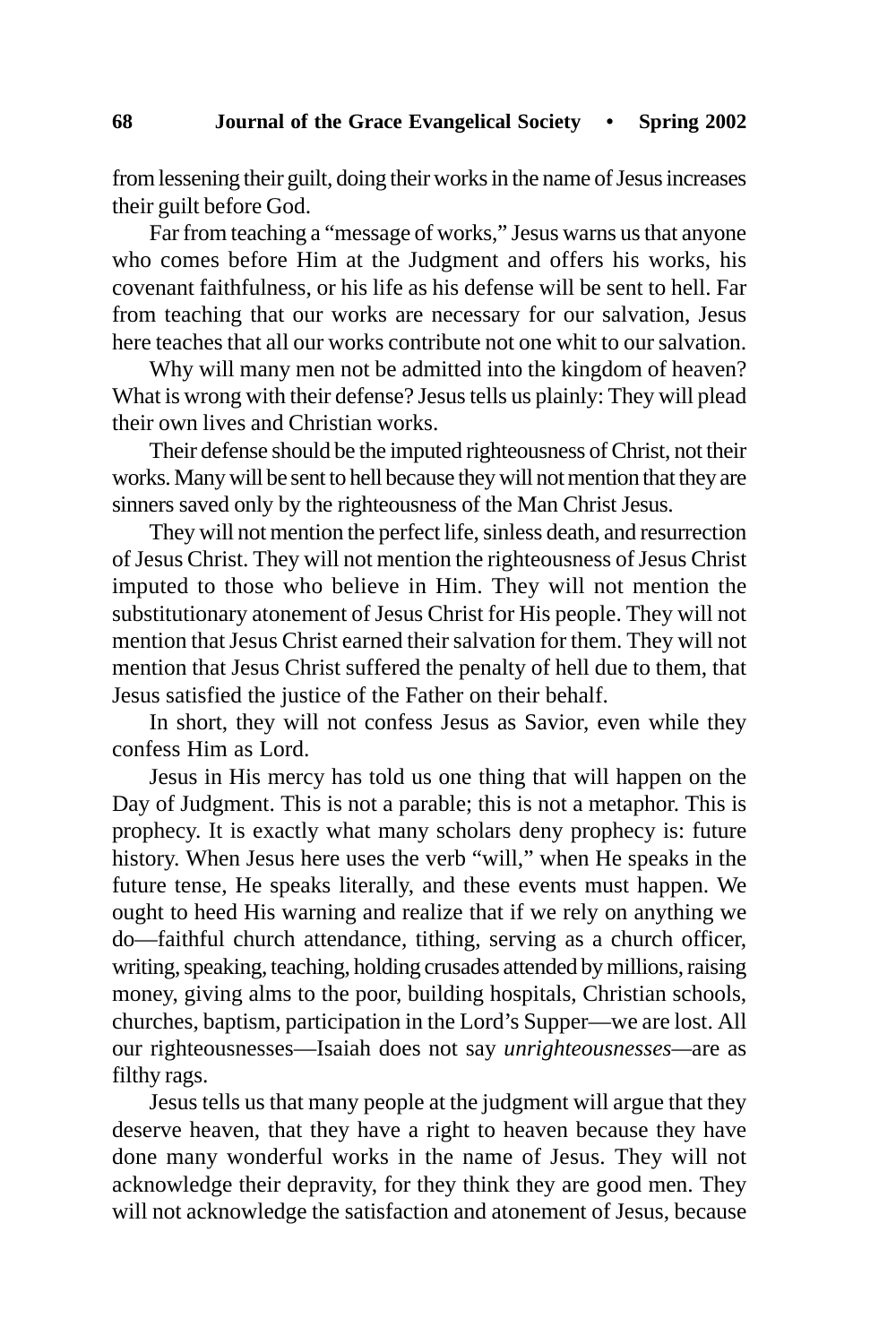from lessening their guilt, doing their works in the name of Jesus increases their guilt before God.

Far from teaching a "message of works," Jesus warns us that anyone who comes before Him at the Judgment and offers his works, his covenant faithfulness, or his life as his defense will be sent to hell. Far from teaching that our works are necessary for our salvation, Jesus here teaches that all our works contribute not one whit to our salvation.

Why will many men not be admitted into the kingdom of heaven? What is wrong with their defense? Jesus tells us plainly: They will plead their own lives and Christian works.

Their defense should be the imputed righteousness of Christ, not their works. Many will be sent to hell because they will not mention that they are sinners saved only by the righteousness of the Man Christ Jesus.

They will not mention the perfect life, sinless death, and resurrection of Jesus Christ. They will not mention the righteousness of Jesus Christ imputed to those who believe in Him. They will not mention the substitutionary atonement of Jesus Christ for His people. They will not mention that Jesus Christ earned their salvation for them. They will not mention that Jesus Christ suffered the penalty of hell due to them, that Jesus satisfied the justice of the Father on their behalf.

In short, they will not confess Jesus as Savior, even while they confess Him as Lord.

Jesus in His mercy has told us one thing that will happen on the Day of Judgment. This is not a parable; this is not a metaphor. This is prophecy. It is exactly what many scholars deny prophecy is: future history. When Jesus here uses the verb "will," when He speaks in the future tense, He speaks literally, and these events must happen. We ought to heed His warning and realize that if we rely on anything we do—faithful church attendance, tithing, serving as a church officer, writing, speaking, teaching, holding crusades attended by millions, raising money, giving alms to the poor, building hospitals, Christian schools, churches, baptism, participation in the Lord's Supper—we are lost. All our righteousnesses—Isaiah does not say *unrighteousnesses*—are as filthy rags.

Jesus tells us that many people at the judgment will argue that they deserve heaven, that they have a right to heaven because they have done many wonderful works in the name of Jesus. They will not acknowledge their depravity, for they think they are good men. They will not acknowledge the satisfaction and atonement of Jesus, because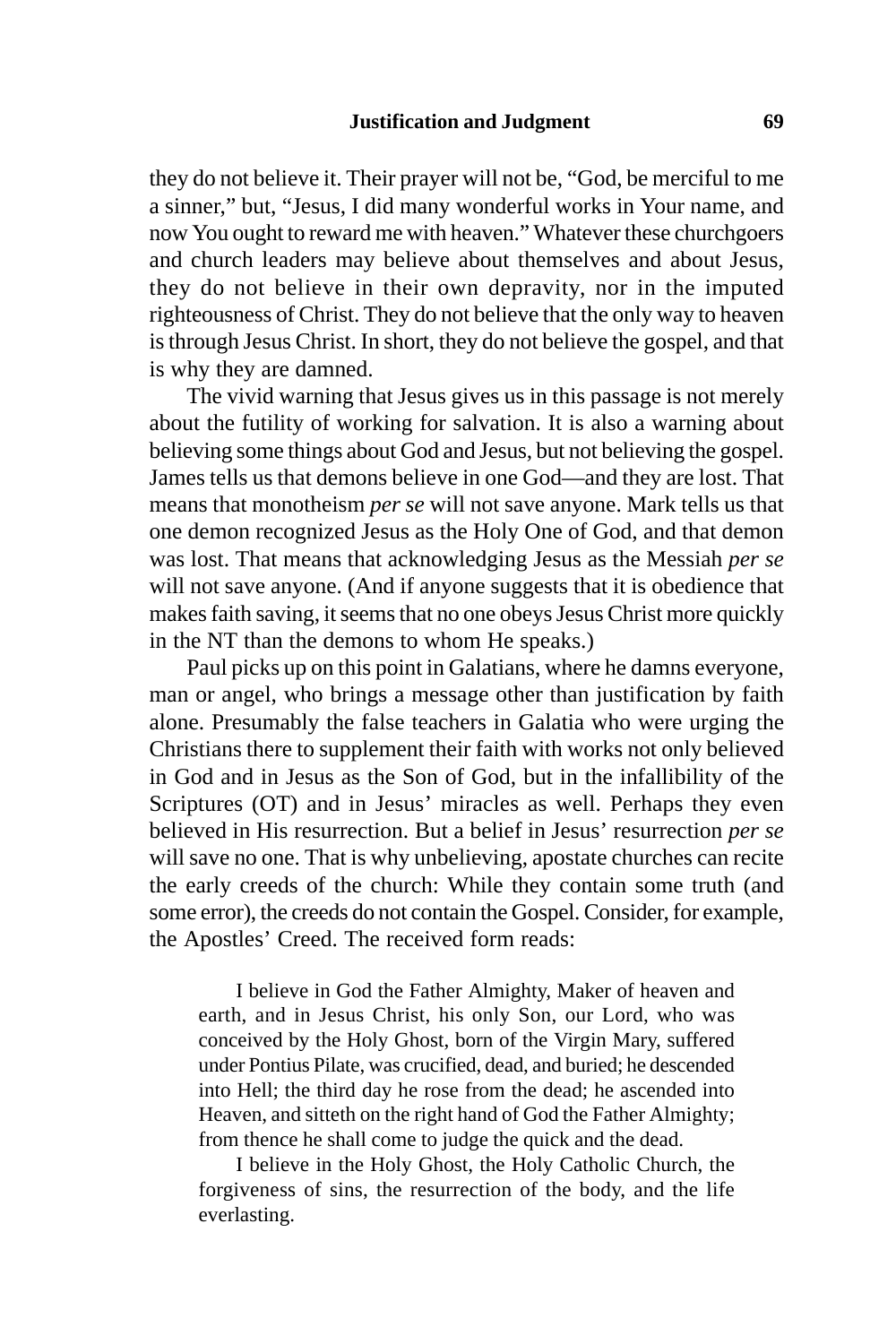they do not believe it. Their prayer will not be, "God, be merciful to me a sinner," but, "Jesus, I did many wonderful works in Your name, and now You ought to reward me with heaven." Whatever these churchgoers and church leaders may believe about themselves and about Jesus, they do not believe in their own depravity, nor in the imputed righteousness of Christ. They do not believe that the only way to heaven is through Jesus Christ. In short, they do not believe the gospel, and that is why they are damned.

The vivid warning that Jesus gives us in this passage is not merely about the futility of working for salvation. It is also a warning about believing some things about God and Jesus, but not believing the gospel. James tells us that demons believe in one God—and they are lost. That means that monotheism *per se* will not save anyone. Mark tells us that one demon recognized Jesus as the Holy One of God, and that demon was lost. That means that acknowledging Jesus as the Messiah *per se* will not save anyone. (And if anyone suggests that it is obedience that makes faith saving, it seems that no one obeys Jesus Christ more quickly in the NT than the demons to whom He speaks.)

Paul picks up on this point in Galatians, where he damns everyone, man or angel, who brings a message other than justification by faith alone. Presumably the false teachers in Galatia who were urging the Christians there to supplement their faith with works not only believed in God and in Jesus as the Son of God, but in the infallibility of the Scriptures (OT) and in Jesus' miracles as well. Perhaps they even believed in His resurrection. But a belief in Jesus' resurrection *per se* will save no one. That is why unbelieving, apostate churches can recite the early creeds of the church: While they contain some truth (and some error), the creeds do not contain the Gospel. Consider, for example, the Apostles' Creed. The received form reads:

> I believe in God the Father Almighty, Maker of heaven and earth, and in Jesus Christ, his only Son, our Lord, who was conceived by the Holy Ghost, born of the Virgin Mary, suffered under Pontius Pilate, was crucified, dead, and buried; he descended into Hell; the third day he rose from the dead; he ascended into Heaven, and sitteth on the right hand of God the Father Almighty; from thence he shall come to judge the quick and the dead.
>
> I believe in the Holy Ghost, the Holy Catholic Church, the forgiveness of sins, the resurrection of the body, and the life everlasting.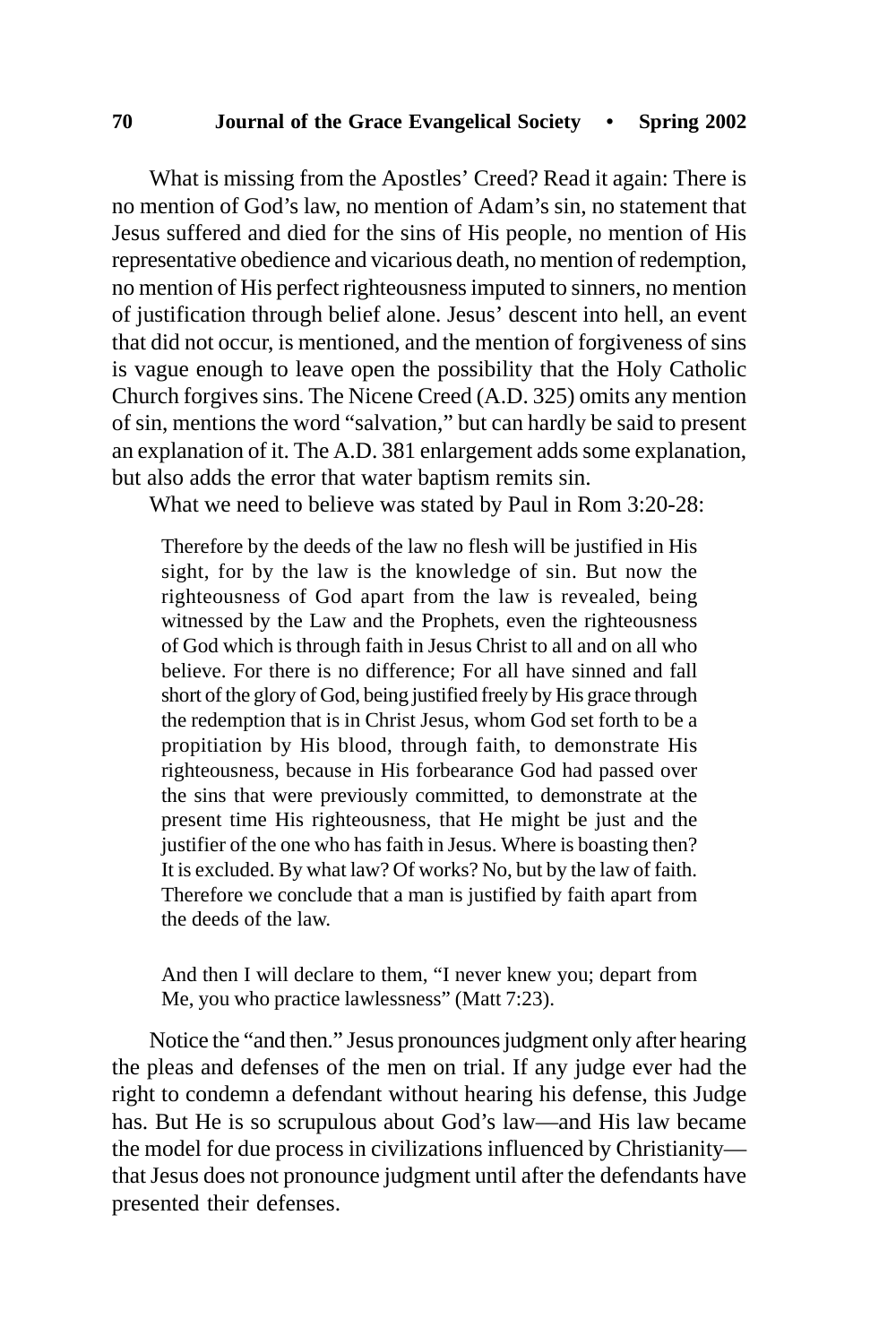What is missing from the Apostles' Creed? Read it again: There is no mention of God's law, no mention of Adam's sin, no statement that Jesus suffered and died for the sins of His people, no mention of His representative obedience and vicarious death, no mention of redemption, no mention of His perfect righteousness imputed to sinners, no mention of justification through belief alone. Jesus' descent into hell, an event that did not occur, is mentioned, and the mention of forgiveness of sins is vague enough to leave open the possibility that the Holy Catholic Church forgives sins. The Nicene Creed (A.D. 325) omits any mention of sin, mentions the word "salvation," but can hardly be said to present an explanation of it. The A.D. 381 enlargement adds some explanation, but also adds the error that water baptism remits sin.

What we need to believe was stated by Paul in Rom 3:20-28:

> Therefore by the deeds of the law no flesh will be justified in His sight, for by the law is the knowledge of sin. But now the righteousness of God apart from the law is revealed, being witnessed by the Law and the Prophets, even the righteousness of God which is through faith in Jesus Christ to all and on all who believe. For there is no difference; For all have sinned and fall short of the glory of God, being justified freely by His grace through the redemption that is in Christ Jesus, whom God set forth to be a propitiation by His blood, through faith, to demonstrate His righteousness, because in His forbearance God had passed over the sins that were previously committed, to demonstrate at the present time His righteousness, that He might be just and the justifier of the one who has faith in Jesus. Where is boasting then? It is excluded. By what law? Of works? No, but by the law of faith. Therefore we conclude that a man is justified by faith apart from the deeds of the law.

> And then I will declare to them, "I never knew you; depart from Me, you who practice lawlessness" (Matt 7:23).

Notice the "and then." Jesus pronounces judgment only after hearing the pleas and defenses of the men on trial. If any judge ever had the right to condemn a defendant without hearing his defense, this Judge has. But He is so scrupulous about God's law—and His law became the model for due process in civilizations influenced by Christianity—that Jesus does not pronounce judgment until after the defendants have presented their defenses.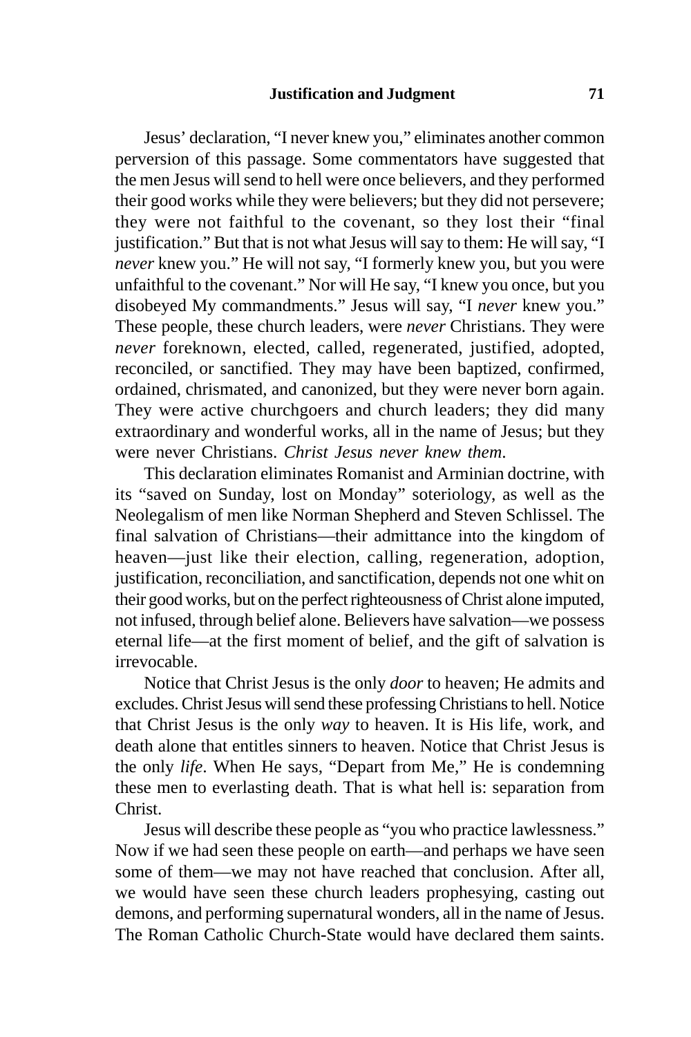Jesus' declaration, "I never knew you," eliminates another common perversion of this passage. Some commentators have suggested that the men Jesus will send to hell were once believers, and they performed their good works while they were believers; but they did not persevere; they were not faithful to the covenant, so they lost their "final justification." But that is not what Jesus will say to them: He will say, "I *never* knew you." He will not say, "I formerly knew you, but you were unfaithful to the covenant." Nor will He say, "I knew you once, but you disobeyed My commandments." Jesus will say, "I *never* knew you." These people, these church leaders, were *never* Christians. They were *never* foreknown, elected, called, regenerated, justified, adopted, reconciled, or sanctified. They may have been baptized, confirmed, ordained, chrismated, and canonized, but they were never born again. They were active churchgoers and church leaders; they did many extraordinary and wonderful works, all in the name of Jesus; but they were never Christians. *Christ Jesus never knew them*.

This declaration eliminates Romanist and Arminian doctrine, with its "saved on Sunday, lost on Monday" soteriology, as well as the Neolegalism of men like Norman Shepherd and Steven Schlissel. The final salvation of Christians—their admittance into the kingdom of heaven—just like their election, calling, regeneration, adoption, justification, reconciliation, and sanctification, depends not one whit on their good works, but on the perfect righteousness of Christ alone imputed, not infused, through belief alone. Believers have salvation—we possess eternal life—at the first moment of belief, and the gift of salvation is irrevocable.

Notice that Christ Jesus is the only *door* to heaven; He admits and excludes. Christ Jesus will send these professing Christians to hell. Notice that Christ Jesus is the only *way* to heaven. It is His life, work, and death alone that entitles sinners to heaven. Notice that Christ Jesus is the only *life*. When He says, "Depart from Me," He is condemning these men to everlasting death. That is what hell is: separation from Christ.

Jesus will describe these people as "you who practice lawlessness." Now if we had seen these people on earth—and perhaps we have seen some of them—we may not have reached that conclusion. After all, we would have seen these church leaders prophesying, casting out demons, and performing supernatural wonders, all in the name of Jesus. The Roman Catholic Church-State would have declared them saints.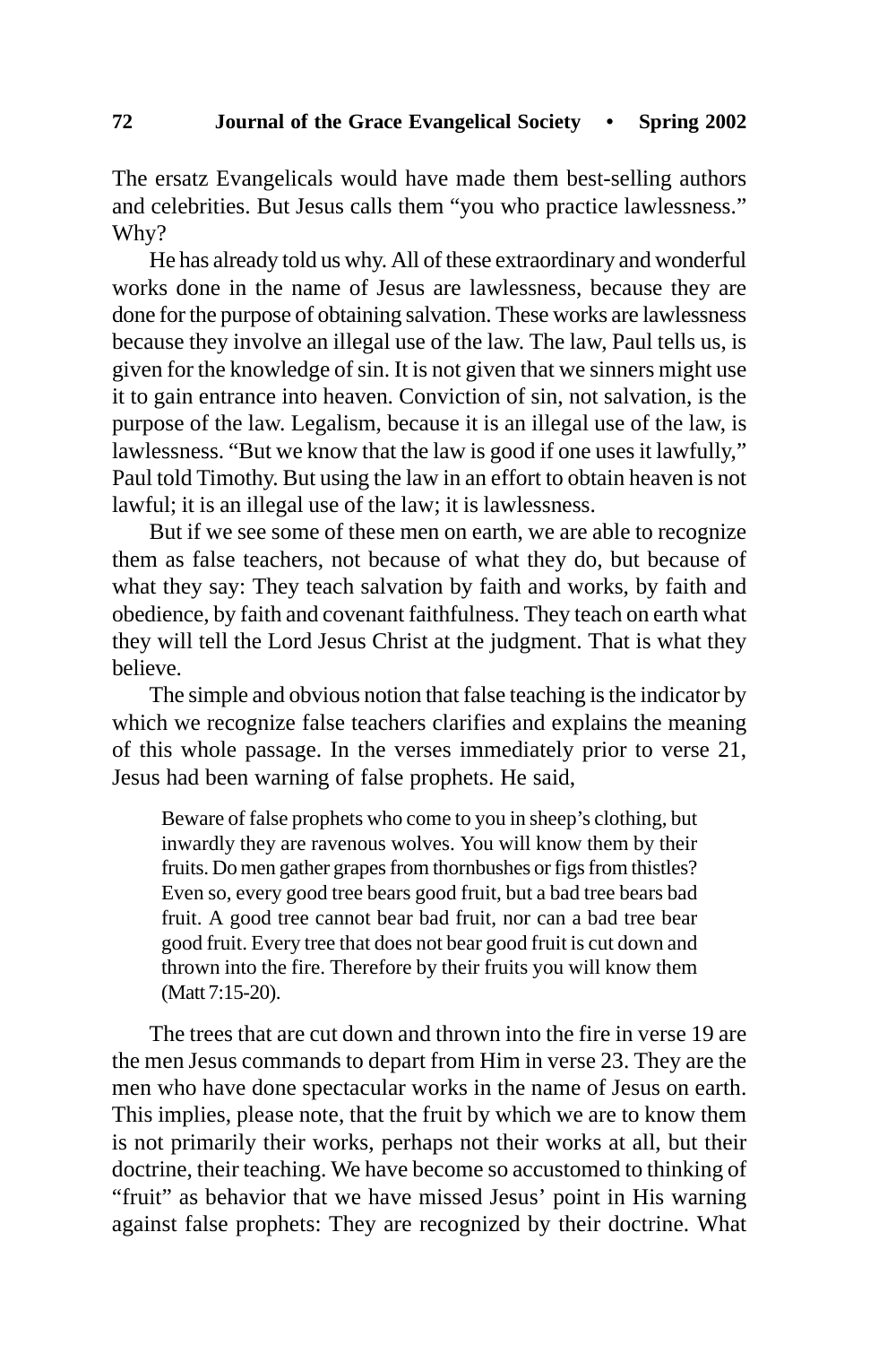The ersatz Evangelicals would have made them best-selling authors and celebrities. But Jesus calls them "you who practice lawlessness." Why?

He has already told us why. All of these extraordinary and wonderful works done in the name of Jesus are lawlessness, because they are done for the purpose of obtaining salvation. These works are lawlessness because they involve an illegal use of the law. The law, Paul tells us, is given for the knowledge of sin. It is not given that we sinners might use it to gain entrance into heaven. Conviction of sin, not salvation, is the purpose of the law. Legalism, because it is an illegal use of the law, is lawlessness. "But we know that the law is good if one uses it lawfully," Paul told Timothy. But using the law in an effort to obtain heaven is not lawful; it is an illegal use of the law; it is lawlessness.

But if we see some of these men on earth, we are able to recognize them as false teachers, not because of what they do, but because of what they say: They teach salvation by faith and works, by faith and obedience, by faith and covenant faithfulness. They teach on earth what they will tell the Lord Jesus Christ at the judgment. That is what they believe.

The simple and obvious notion that false teaching is the indicator by which we recognize false teachers clarifies and explains the meaning of this whole passage. In the verses immediately prior to verse 21, Jesus had been warning of false prophets. He said,

> Beware of false prophets who come to you in sheep's clothing, but inwardly they are ravenous wolves. You will know them by their fruits. Do men gather grapes from thornbushes or figs from thistles? Even so, every good tree bears good fruit, but a bad tree bears bad fruit. A good tree cannot bear bad fruit, nor can a bad tree bear good fruit. Every tree that does not bear good fruit is cut down and thrown into the fire. Therefore by their fruits you will know them (Matt 7:15-20).

The trees that are cut down and thrown into the fire in verse 19 are the men Jesus commands to depart from Him in verse 23. They are the men who have done spectacular works in the name of Jesus on earth. This implies, please note, that the fruit by which we are to know them is not primarily their works, perhaps not their works at all, but their doctrine, their teaching. We have become so accustomed to thinking of "fruit" as behavior that we have missed Jesus' point in His warning against false prophets: They are recognized by their doctrine. What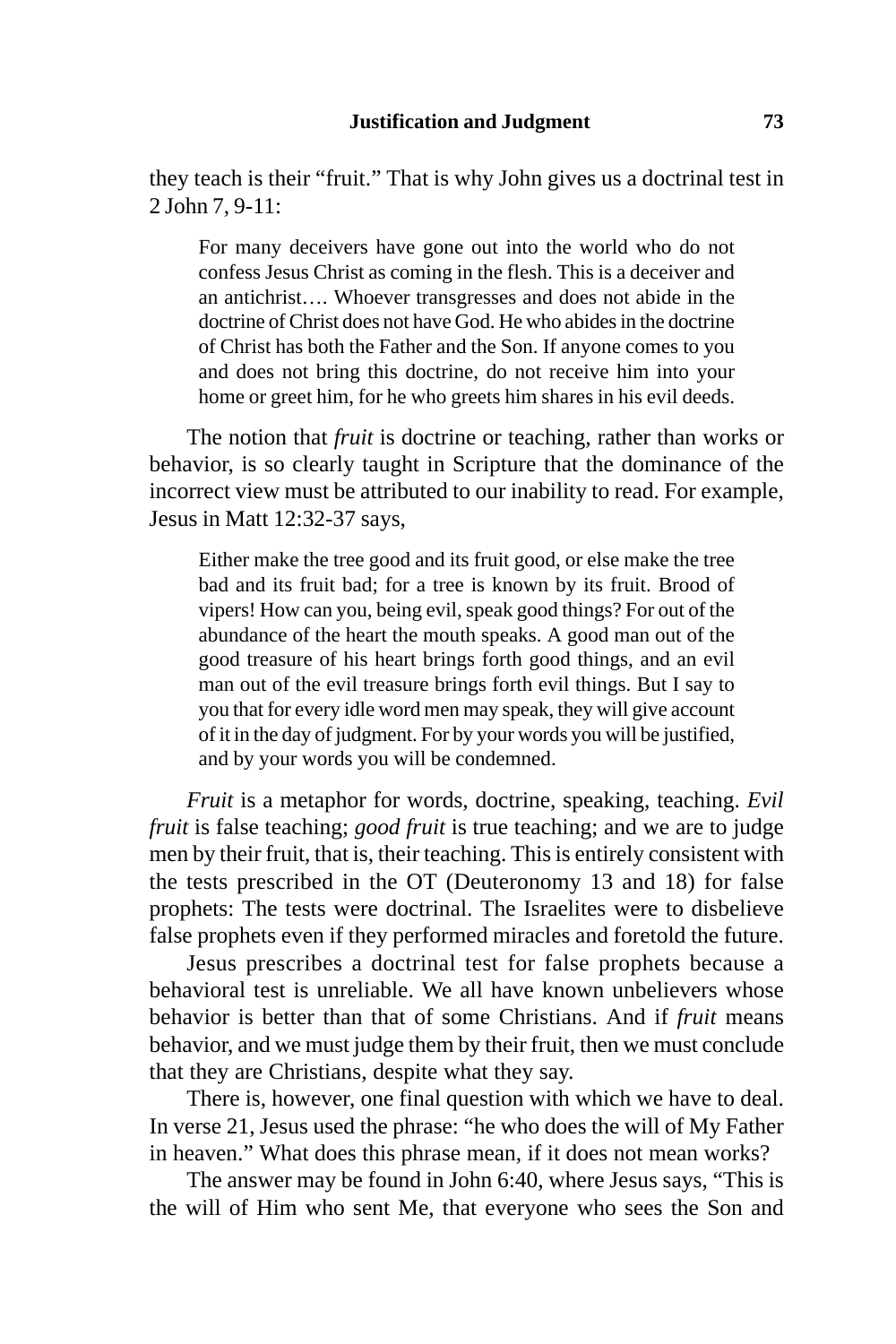they teach is their "fruit." That is why John gives us a doctrinal test in 2 John 7, 9-11:

> For many deceivers have gone out into the world who do not confess Jesus Christ as coming in the flesh. This is a deceiver and an antichrist…. Whoever transgresses and does not abide in the doctrine of Christ does not have God. He who abides in the doctrine of Christ has both the Father and the Son. If anyone comes to you and does not bring this doctrine, do not receive him into your home or greet him, for he who greets him shares in his evil deeds.

The notion that *fruit* is doctrine or teaching, rather than works or behavior, is so clearly taught in Scripture that the dominance of the incorrect view must be attributed to our inability to read. For example, Jesus in Matt 12:32-37 says,

> Either make the tree good and its fruit good, or else make the tree bad and its fruit bad; for a tree is known by its fruit. Brood of vipers! How can you, being evil, speak good things? For out of the abundance of the heart the mouth speaks. A good man out of the good treasure of his heart brings forth good things, and an evil man out of the evil treasure brings forth evil things. But I say to you that for every idle word men may speak, they will give account of it in the day of judgment. For by your words you will be justified, and by your words you will be condemned.

*Fruit* is a metaphor for words, doctrine, speaking, teaching. *Evil fruit* is false teaching; *good fruit* is true teaching; and we are to judge men by their fruit, that is, their teaching. This is entirely consistent with the tests prescribed in the OT (Deuteronomy 13 and 18) for false prophets: The tests were doctrinal. The Israelites were to disbelieve false prophets even if they performed miracles and foretold the future.

Jesus prescribes a doctrinal test for false prophets because a behavioral test is unreliable. We all have known unbelievers whose behavior is better than that of some Christians. And if *fruit* means behavior, and we must judge them by their fruit, then we must conclude that they are Christians, despite what they say.

There is, however, one final question with which we have to deal. In verse 21, Jesus used the phrase: "he who does the will of My Father in heaven." What does this phrase mean, if it does not mean works?

The answer may be found in John 6:40, where Jesus says, "This is the will of Him who sent Me, that everyone who sees the Son and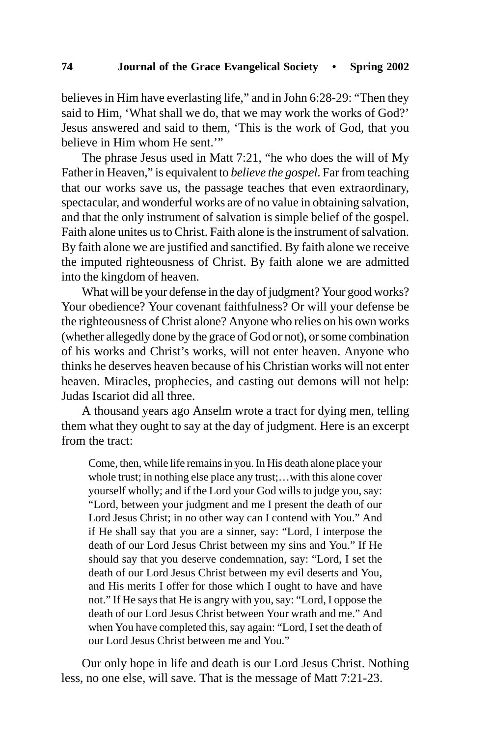believes in Him have everlasting life," and in John 6:28-29: "Then they said to Him, 'What shall we do, that we may work the works of God?' Jesus answered and said to them, 'This is the work of God, that you believe in Him whom He sent.'"

The phrase Jesus used in Matt 7:21, "he who does the will of My Father in Heaven," is equivalent to *believe the gospel*. Far from teaching that our works save us, the passage teaches that even extraordinary, spectacular, and wonderful works are of no value in obtaining salvation, and that the only instrument of salvation is simple belief of the gospel. Faith alone unites us to Christ. Faith alone is the instrument of salvation. By faith alone we are justified and sanctified. By faith alone we receive the imputed righteousness of Christ. By faith alone we are admitted into the kingdom of heaven.

What will be your defense in the day of judgment? Your good works? Your obedience? Your covenant faithfulness? Or will your defense be the righteousness of Christ alone? Anyone who relies on his own works (whether allegedly done by the grace of God or not), or some combination of his works and Christ's works, will not enter heaven. Anyone who thinks he deserves heaven because of his Christian works will not enter heaven. Miracles, prophecies, and casting out demons will not help: Judas Iscariot did all three.

A thousand years ago Anselm wrote a tract for dying men, telling them what they ought to say at the day of judgment. Here is an excerpt from the tract:

> Come, then, while life remains in you. In His death alone place your whole trust; in nothing else place any trust;…with this alone cover yourself wholly; and if the Lord your God wills to judge you, say: "Lord, between your judgment and me I present the death of our Lord Jesus Christ; in no other way can I contend with You." And if He shall say that you are a sinner, say: "Lord, I interpose the death of our Lord Jesus Christ between my sins and You." If He should say that you deserve condemnation, say: "Lord, I set the death of our Lord Jesus Christ between my evil deserts and You, and His merits I offer for those which I ought to have and have not." If He says that He is angry with you, say: "Lord, I oppose the death of our Lord Jesus Christ between Your wrath and me." And when You have completed this, say again: "Lord, I set the death of our Lord Jesus Christ between me and You."

Our only hope in life and death is our Lord Jesus Christ. Nothing less, no one else, will save. That is the message of Matt 7:21-23.